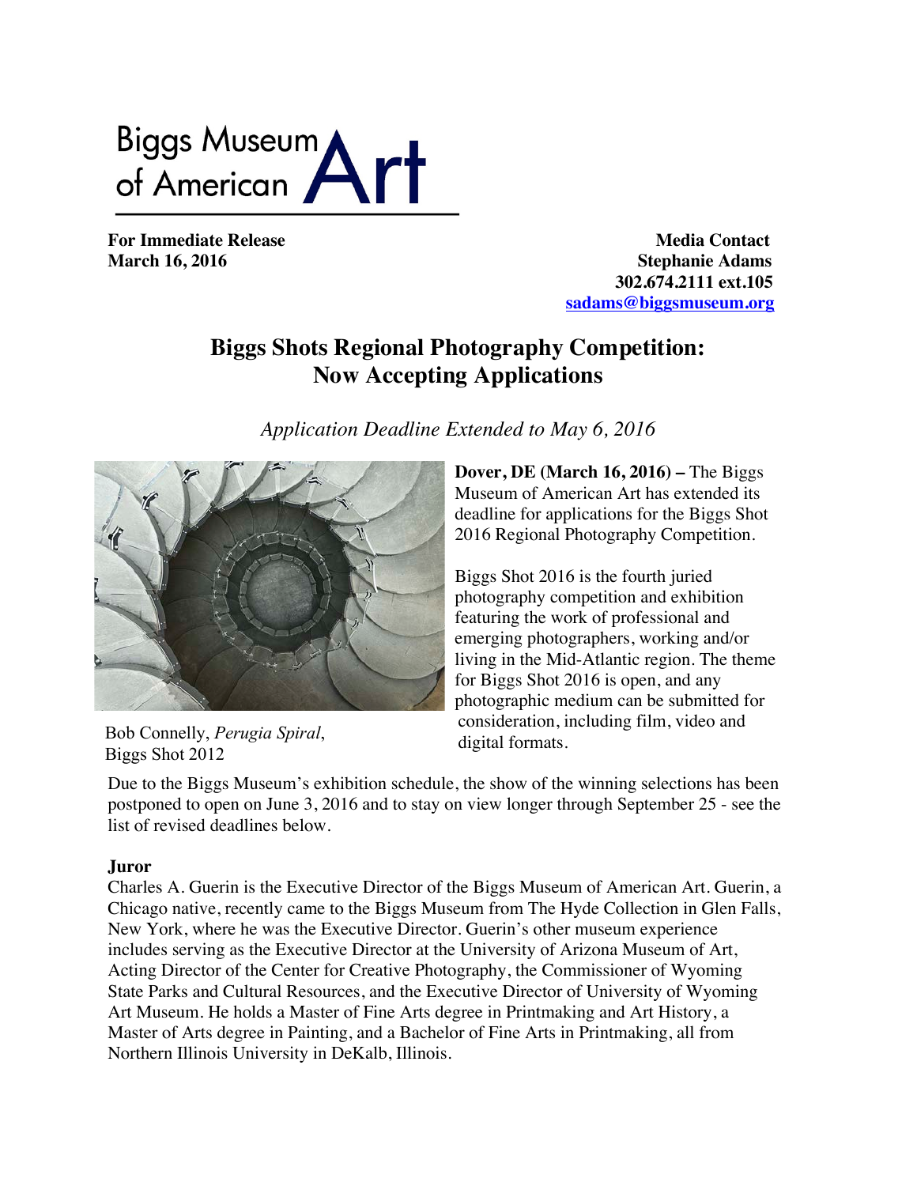Biggs Museum of American Art

**For Immediate Release**
**March 16, 2016**

**Media Contact**
**Stephanie Adams**
**302.674.2111 ext.105**
**sadams@biggsmuseum.org**

# Biggs Shots Regional Photography Competition: Now Accepting Applications

*Application Deadline Extended to May 6, 2016*

Bob Connelly, *Perugia Spiral*, Biggs Shot 2012

**Dover, DE (March 16, 2016) –** The Biggs Museum of American Art has extended its deadline for applications for the Biggs Shot 2016 Regional Photography Competition.

Biggs Shot 2016 is the fourth juried photography competition and exhibition featuring the work of professional and emerging photographers, working and/or living in the Mid-Atlantic region. The theme for Biggs Shot 2016 is open, and any photographic medium can be submitted for consideration, including film, video and digital formats.

Due to the Biggs Museum's exhibition schedule, the show of the winning selections has been postponed to open on June 3, 2016 and to stay on view longer through September 25 - see the list of revised deadlines below.

**Juror**

Charles A. Guerin is the Executive Director of the Biggs Museum of American Art. Guerin, a Chicago native, recently came to the Biggs Museum from The Hyde Collection in Glen Falls, New York, where he was the Executive Director. Guerin's other museum experience includes serving as the Executive Director at the University of Arizona Museum of Art, Acting Director of the Center for Creative Photography, the Commissioner of Wyoming State Parks and Cultural Resources, and the Executive Director of University of Wyoming Art Museum. He holds a Master of Fine Arts degree in Printmaking and Art History, a Master of Arts degree in Painting, and a Bachelor of Fine Arts in Printmaking, all from Northern Illinois University in DeKalb, Illinois.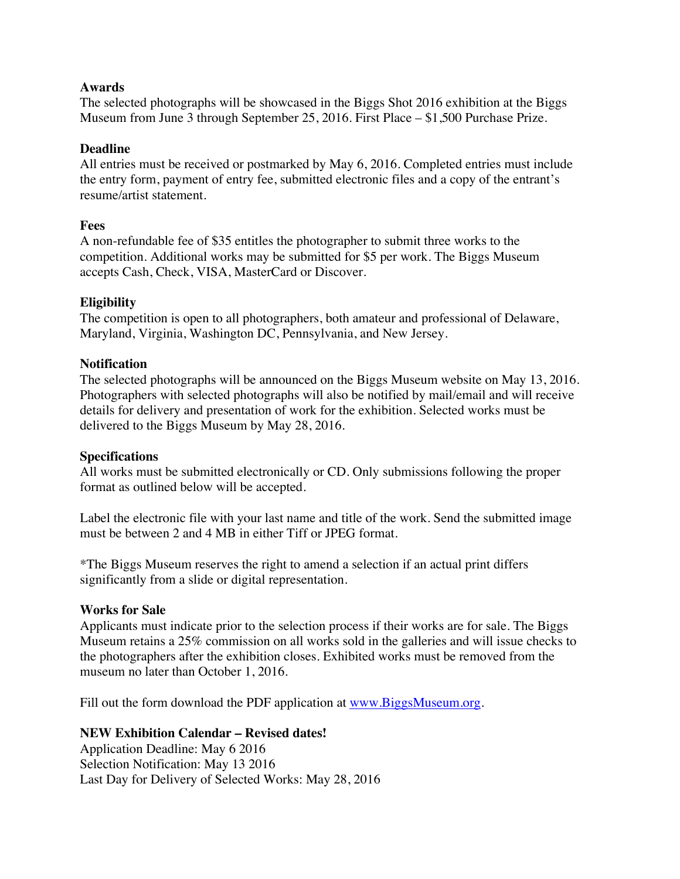**Awards**

The selected photographs will be showcased in the Biggs Shot 2016 exhibition at the Biggs Museum from June 3 through September 25, 2016. First Place – $1,500 Purchase Prize.

**Deadline**

All entries must be received or postmarked by May 6, 2016. Completed entries must include the entry form, payment of entry fee, submitted electronic files and a copy of the entrant's resume/artist statement.

**Fees**

A non-refundable fee of $35 entitles the photographer to submit three works to the competition. Additional works may be submitted for $5 per work. The Biggs Museum accepts Cash, Check, VISA, MasterCard or Discover.

**Eligibility**

The competition is open to all photographers, both amateur and professional of Delaware, Maryland, Virginia, Washington DC, Pennsylvania, and New Jersey.

**Notification**

The selected photographs will be announced on the Biggs Museum website on May 13, 2016. Photographers with selected photographs will also be notified by mail/email and will receive details for delivery and presentation of work for the exhibition. Selected works must be delivered to the Biggs Museum by May 28, 2016.

**Specifications**

All works must be submitted electronically or CD. Only submissions following the proper format as outlined below will be accepted.

Label the electronic file with your last name and title of the work. Send the submitted image must be between 2 and 4 MB in either Tiff or JPEG format.

*The Biggs Museum reserves the right to amend a selection if an actual print differs significantly from a slide or digital representation.

**Works for Sale**

Applicants must indicate prior to the selection process if their works are for sale. The Biggs Museum retains a 25% commission on all works sold in the galleries and will issue checks to the photographers after the exhibition closes. Exhibited works must be removed from the museum no later than October 1, 2016.

Fill out the form download the PDF application at [www.BiggsMuseum.org](http://www.BiggsMuseum.org).

**NEW Exhibition Calendar – Revised dates!**

Application Deadline: May 6 2016
Selection Notification: May 13 2016
Last Day for Delivery of Selected Works: May 28, 2016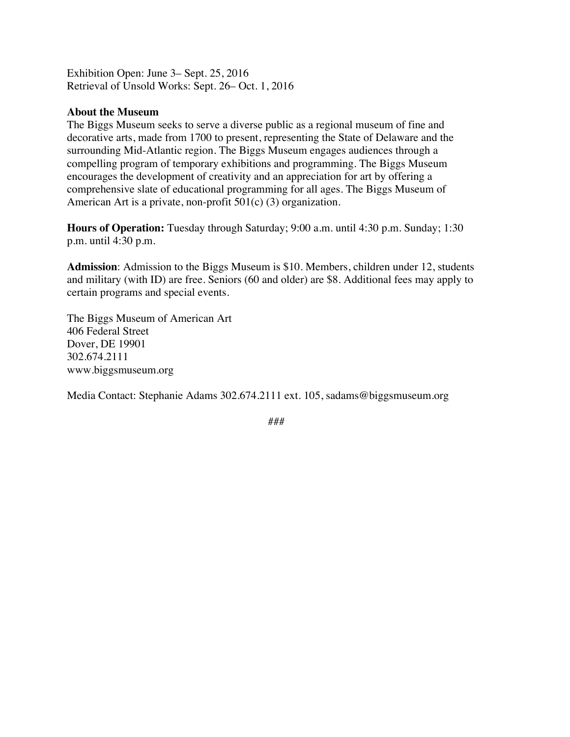Exhibition Open: June 3– Sept. 25, 2016
Retrieval of Unsold Works: Sept. 26– Oct. 1, 2016

**About the Museum**
The Biggs Museum seeks to serve a diverse public as a regional museum of fine and decorative arts, made from 1700 to present, representing the State of Delaware and the surrounding Mid-Atlantic region. The Biggs Museum engages audiences through a compelling program of temporary exhibitions and programming. The Biggs Museum encourages the development of creativity and an appreciation for art by offering a comprehensive slate of educational programming for all ages. The Biggs Museum of American Art is a private, non-profit 501(c) (3) organization.

**Hours of Operation:** Tuesday through Saturday; 9:00 a.m. until 4:30 p.m. Sunday; 1:30 p.m. until 4:30 p.m.

**Admission**: Admission to the Biggs Museum is $10. Members, children under 12, students and military (with ID) are free. Seniors (60 and older) are $8. Additional fees may apply to certain programs and special events.

The Biggs Museum of American Art
406 Federal Street
Dover, DE 19901
302.674.2111
www.biggsmuseum.org

Media Contact: Stephanie Adams 302.674.2111 ext. 105, sadams@biggsmuseum.org

###